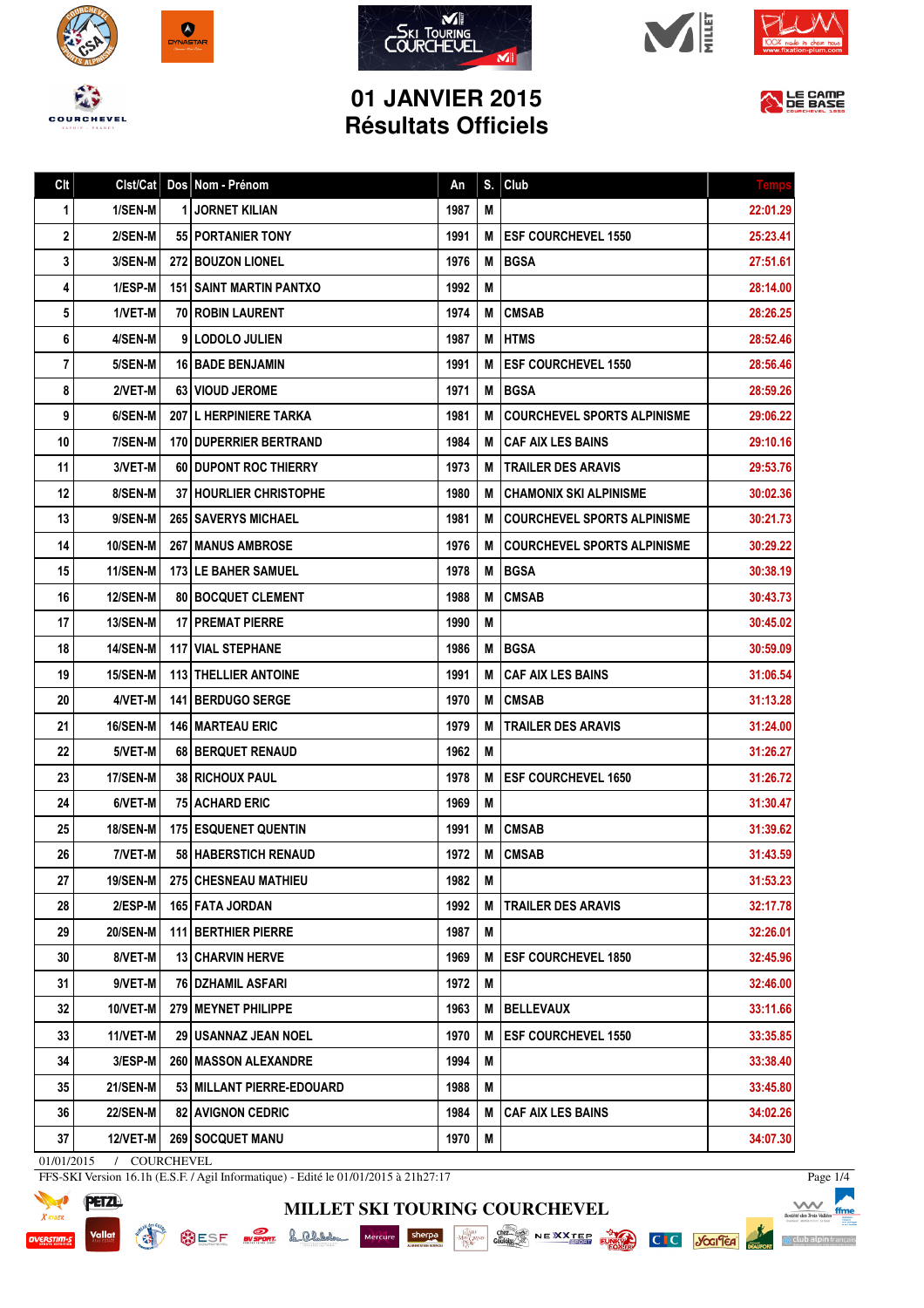# 01 JANVIER 2015
# Résultats Officiels

| Clt | Clst/Cat | Dos | Nom - Prénom | An | S. | Club | Temps |
|---|---|---|---|---|---|---|---|
| 1 | 1/SEN-M | 1 | JORNET KILIAN | 1987 | M | | 22:01.29 |
| 2 | 2/SEN-M | 55 | PORTANIER TONY | 1991 | M | ESF COURCHEVEL 1550 | 25:23.41 |
| 3 | 3/SEN-M | 272 | BOUZON LIONEL | 1976 | M | BGSA | 27:51.61 |
| 4 | 1/ESP-M | 151 | SAINT MARTIN PANTXO | 1992 | M | | 28:14.00 |
| 5 | 1/VET-M | 70 | ROBIN LAURENT | 1974 | M | CMSAB | 28:26.25 |
| 6 | 4/SEN-M | 9 | LODOLO JULIEN | 1987 | M | HTMS | 28:52.46 |
| 7 | 5/SEN-M | 16 | BADE BENJAMIN | 1991 | M | ESF COURCHEVEL 1550 | 28:56.46 |
| 8 | 2/VET-M | 63 | VIOUD JEROME | 1971 | M | BGSA | 28:59.26 |
| 9 | 6/SEN-M | 207 | L HERPINIERE TARKA | 1981 | M | COURCHEVEL SPORTS ALPINISME | 29:06.22 |
| 10 | 7/SEN-M | 170 | DUPERRIER BERTRAND | 1984 | M | CAF AIX LES BAINS | 29:10.16 |
| 11 | 3/VET-M | 60 | DUPONT ROC THIERRY | 1973 | M | TRAILER DES ARAVIS | 29:53.76 |
| 12 | 8/SEN-M | 37 | HOURLIER CHRISTOPHE | 1980 | M | CHAMONIX SKI ALPINISME | 30:02.36 |
| 13 | 9/SEN-M | 265 | SAVERYS MICHAEL | 1981 | M | COURCHEVEL SPORTS ALPINISME | 30:21.73 |
| 14 | 10/SEN-M | 267 | MANUS AMBROSE | 1976 | M | COURCHEVEL SPORTS ALPINISME | 30:29.22 |
| 15 | 11/SEN-M | 173 | LE BAHER SAMUEL | 1978 | M | BGSA | 30:38.19 |
| 16 | 12/SEN-M | 80 | BOCQUET CLEMENT | 1988 | M | CMSAB | 30:43.73 |
| 17 | 13/SEN-M | 17 | PREMAT PIERRE | 1990 | M | | 30:45.02 |
| 18 | 14/SEN-M | 117 | VIAL STEPHANE | 1986 | M | BGSA | 30:59.09 |
| 19 | 15/SEN-M | 113 | THELLIER ANTOINE | 1991 | M | CAF AIX LES BAINS | 31:06.54 |
| 20 | 4/VET-M | 141 | BERDUGO SERGE | 1970 | M | CMSAB | 31:13.28 |
| 21 | 16/SEN-M | 146 | MARTEAU ERIC | 1979 | M | TRAILER DES ARAVIS | 31:24.00 |
| 22 | 5/VET-M | 68 | BERQUET RENAUD | 1962 | M | | 31:26.27 |
| 23 | 17/SEN-M | 38 | RICHOUX PAUL | 1978 | M | ESF COURCHEVEL 1650 | 31:26.72 |
| 24 | 6/VET-M | 75 | ACHARD ERIC | 1969 | M | | 31:30.47 |
| 25 | 18/SEN-M | 175 | ESQUENET QUENTIN | 1991 | M | CMSAB | 31:39.62 |
| 26 | 7/VET-M | 58 | HABERSTICH RENAUD | 1972 | M | CMSAB | 31:43.59 |
| 27 | 19/SEN-M | 275 | CHESNEAU MATHIEU | 1982 | M | | 31:53.23 |
| 28 | 2/ESP-M | 165 | FATA JORDAN | 1992 | M | TRAILER DES ARAVIS | 32:17.78 |
| 29 | 20/SEN-M | 111 | BERTHIER PIERRE | 1987 | M | | 32:26.01 |
| 30 | 8/VET-M | 13 | CHARVIN HERVE | 1969 | M | ESF COURCHEVEL 1850 | 32:45.96 |
| 31 | 9/VET-M | 76 | DZHAMIL ASFARI | 1972 | M | | 32:46.00 |
| 32 | 10/VET-M | 279 | MEYNET PHILIPPE | 1963 | M | BELLEVAUX | 33:11.66 |
| 33 | 11/VET-M | 29 | USANNAZ JEAN NOEL | 1970 | M | ESF COURCHEVEL 1550 | 33:35.85 |
| 34 | 3/ESP-M | 260 | MASSON ALEXANDRE | 1994 | M | | 33:38.40 |
| 35 | 21/SEN-M | 53 | MILLANT PIERRE-EDOUARD | 1988 | M | | 33:45.80 |
| 36 | 22/SEN-M | 82 | AVIGNON CEDRIC | 1984 | M | CAF AIX LES BAINS | 34:02.26 |
| 37 | 12/VET-M | 269 | SOCQUET MANU | 1970 | M | | 34:07.30 |

01/01/2015 / COURCHEVEL

FFS-SKI Version 16.1h (E.S.F. / Agil Informatique) - Edité le 01/01/2015 à 21h27:17

MILLET SKI TOURING COURCHEVEL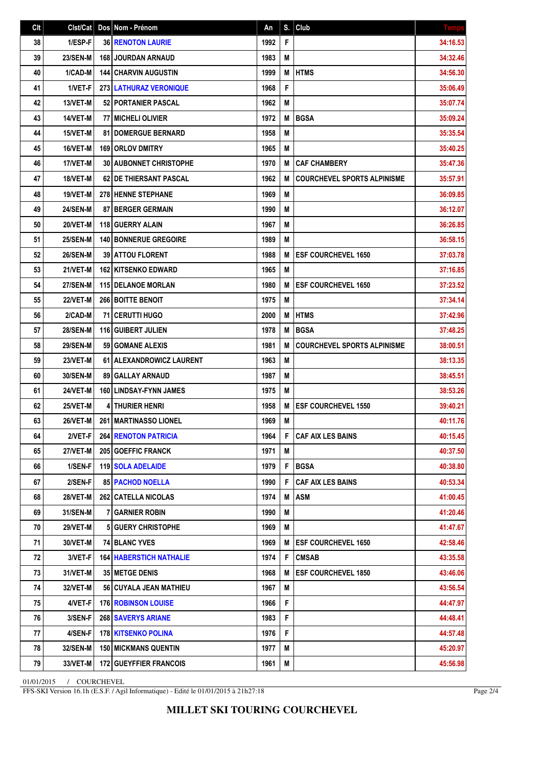| Clt | Clst/Cat | Dos | Nom - Prénom | An | S. | Club | Temps |
|---|---|---|---|---|---|---|---|
| 38 | 1/ESP-F | 36 | RENOTON LAURIE | 1992 | F | | 34:16.53 |
| 39 | 23/SEN-M | 168 | JOURDAN ARNAUD | 1983 | M | | 34:32.46 |
| 40 | 1/CAD-M | 144 | CHARVIN AUGUSTIN | 1999 | M | HTMS | 34:56.30 |
| 41 | 1/VET-F | 273 | LATHURAZ VERONIQUE | 1968 | F | | 35:06.49 |
| 42 | 13/VET-M | 52 | PORTANIER PASCAL | 1962 | M | | 35:07.74 |
| 43 | 14/VET-M | 77 | MICHELI OLIVIER | 1972 | M | BGSA | 35:09.24 |
| 44 | 15/VET-M | 81 | DOMERGUE BERNARD | 1958 | M | | 35:35.54 |
| 45 | 16/VET-M | 169 | ORLOV DMITRY | 1965 | M | | 35:40.25 |
| 46 | 17/VET-M | 30 | AUBONNET CHRISTOPHE | 1970 | M | CAF CHAMBERY | 35:47.36 |
| 47 | 18/VET-M | 62 | DE THIERSANT PASCAL | 1962 | M | COURCHEVEL SPORTS ALPINISME | 35:57.91 |
| 48 | 19/VET-M | 278 | HENNE STEPHANE | 1969 | M | | 36:09.85 |
| 49 | 24/SEN-M | 87 | BERGER GERMAIN | 1990 | M | | 36:12.07 |
| 50 | 20/VET-M | 118 | GUERRY ALAIN | 1967 | M | | 36:26.85 |
| 51 | 25/SEN-M | 140 | BONNERUE GREGOIRE | 1989 | M | | 36:58.15 |
| 52 | 26/SEN-M | 39 | ATTOU FLORENT | 1988 | M | ESF COURCHEVEL 1650 | 37:03.78 |
| 53 | 21/VET-M | 162 | KITSENKO EDWARD | 1965 | M | | 37:16.85 |
| 54 | 27/SEN-M | 115 | DELANOE MORLAN | 1980 | M | ESF COURCHEVEL 1650 | 37:23.52 |
| 55 | 22/VET-M | 266 | BOITTE BENOIT | 1975 | M | | 37:34.14 |
| 56 | 2/CAD-M | 71 | CERUTTI HUGO | 2000 | M | HTMS | 37:42.96 |
| 57 | 28/SEN-M | 116 | GUIBERT JULIEN | 1978 | M | BGSA | 37:48.25 |
| 58 | 29/SEN-M | 59 | GOMANE ALEXIS | 1981 | M | COURCHEVEL SPORTS ALPINISME | 38:00.51 |
| 59 | 23/VET-M | 61 | ALEXANDROWICZ LAURENT | 1963 | M | | 38:13.35 |
| 60 | 30/SEN-M | 89 | GALLAY ARNAUD | 1987 | M | | 38:45.51 |
| 61 | 24/VET-M | 160 | LINDSAY-FYNN JAMES | 1975 | M | | 38:53.26 |
| 62 | 25/VET-M | 4 | THURIER HENRI | 1958 | M | ESF COURCHEVEL 1550 | 39:40.21 |
| 63 | 26/VET-M | 261 | MARTINASSO LIONEL | 1969 | M | | 40:11.76 |
| 64 | 2/VET-F | 264 | RENOTON PATRICIA | 1964 | F | CAF AIX LES BAINS | 40:15.45 |
| 65 | 27/VET-M | 205 | GOEFFIC FRANCK | 1971 | M | | 40:37.50 |
| 66 | 1/SEN-F | 119 | SOLA ADELAIDE | 1979 | F | BGSA | 40:38.80 |
| 67 | 2/SEN-F | 85 | PACHOD NOELLA | 1990 | F | CAF AIX LES BAINS | 40:53.34 |
| 68 | 28/VET-M | 262 | CATELLA NICOLAS | 1974 | M | ASM | 41:00.45 |
| 69 | 31/SEN-M | 7 | GARNIER ROBIN | 1990 | M | | 41:20.46 |
| 70 | 29/VET-M | 5 | GUERY CHRISTOPHE | 1969 | M | | 41:47.67 |
| 71 | 30/VET-M | 74 | BLANC YVES | 1969 | M | ESF COURCHEVEL 1650 | 42:58.46 |
| 72 | 3/VET-F | 164 | HABERSTICH NATHALIE | 1974 | F | CMSAB | 43:35.58 |
| 73 | 31/VET-M | 35 | METGE DENIS | 1968 | M | ESF COURCHEVEL 1850 | 43:46.06 |
| 74 | 32/VET-M | 56 | CUYALA JEAN MATHIEU | 1967 | M | | 43:56.54 |
| 75 | 4/VET-F | 176 | ROBINSON LOUISE | 1966 | F | | 44:47.97 |
| 76 | 3/SEN-F | 268 | SAVERYS ARIANE | 1983 | F | | 44:48.41 |
| 77 | 4/SEN-F | 178 | KITSENKO POLINA | 1976 | F | | 44:57.48 |
| 78 | 32/SEN-M | 150 | MICKMANS QUENTIN | 1977 | M | | 45:20.97 |
| 79 | 33/VET-M | 172 | GUEYFFIER FRANCOIS | 1961 | M | | 45:56.98 |

01/01/2015 / COURCHEVEL

FFS-SKI Version 16.1h (E.S.F. / Agil Informatique) - Edité le 01/01/2015 à 21h27:18

**MILLET SKI TOURING COURCHEVEL**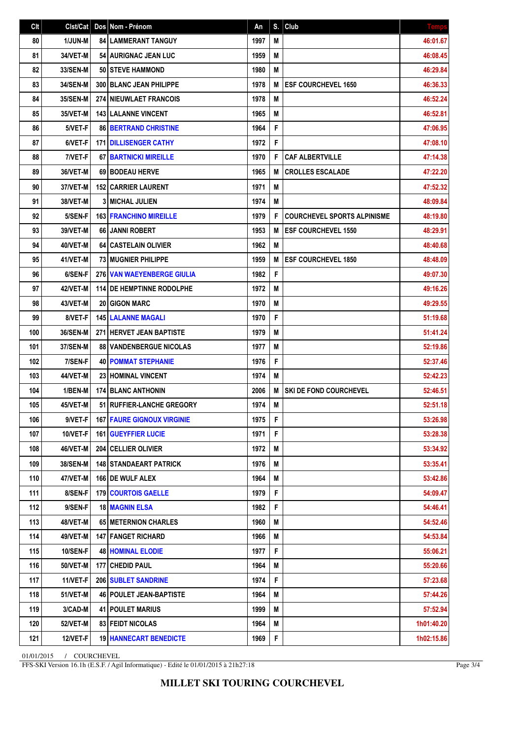| Clt | Clst/Cat | Dos | Nom - Prénom | An | S. | Club | Temps |
|---|---|---|---|---|---|---|---|
| 80 | 1/JUN-M | 84 | LAMMERANT TANGUY | 1997 | M | | 46:01.67 |
| 81 | 34/VET-M | 54 | AURIGNAC JEAN LUC | 1959 | M | | 46:08.45 |
| 82 | 33/SEN-M | 50 | STEVE HAMMOND | 1980 | M | | 46:29.84 |
| 83 | 34/SEN-M | 300 | BLANC JEAN PHILIPPE | 1978 | M | ESF COURCHEVEL 1650 | 46:36.33 |
| 84 | 35/SEN-M | 274 | NIEUWLAET FRANCOIS | 1978 | M | | 46:52.24 |
| 85 | 35/VET-M | 143 | LALANNE VINCENT | 1965 | M | | 46:52.81 |
| 86 | 5/VET-F | 86 | BERTRAND CHRISTINE | 1964 | F | | 47:06.95 |
| 87 | 6/VET-F | 171 | DILLISENGER CATHY | 1972 | F | | 47:08.10 |
| 88 | 7/VET-F | 67 | BARTNICKI MIREILLE | 1970 | F | CAF ALBERTVILLE | 47:14.38 |
| 89 | 36/VET-M | 69 | BODEAU HERVE | 1965 | M | CROLLES ESCALADE | 47:22.20 |
| 90 | 37/VET-M | 152 | CARRIER LAURENT | 1971 | M | | 47:52.32 |
| 91 | 38/VET-M | 3 | MICHAL JULIEN | 1974 | M | | 48:09.84 |
| 92 | 5/SEN-F | 163 | FRANCHINO MIREILLE | 1979 | F | COURCHEVEL SPORTS ALPINISME | 48:19.80 |
| 93 | 39/VET-M | 66 | JANNI ROBERT | 1953 | M | ESF COURCHEVEL 1550 | 48:29.91 |
| 94 | 40/VET-M | 64 | CASTELAIN OLIVIER | 1962 | M | | 48:40.68 |
| 95 | 41/VET-M | 73 | MUGNIER PHILIPPE | 1959 | M | ESF COURCHEVEL 1850 | 48:48.09 |
| 96 | 6/SEN-F | 276 | VAN WAEYENBERGE GIULIA | 1982 | F | | 49:07.30 |
| 97 | 42/VET-M | 114 | DE HEMPTINNE RODOLPHE | 1972 | M | | 49:16.26 |
| 98 | 43/VET-M | 20 | GIGON MARC | 1970 | M | | 49:29.55 |
| 99 | 8/VET-F | 145 | LALANNE MAGALI | 1970 | F | | 51:19.68 |
| 100 | 36/SEN-M | 271 | HERVET JEAN BAPTISTE | 1979 | M | | 51:41.24 |
| 101 | 37/SEN-M | 88 | VANDENBERGUE NICOLAS | 1977 | M | | 52:19.86 |
| 102 | 7/SEN-F | 40 | POMMAT STEPHANIE | 1976 | F | | 52:37.46 |
| 103 | 44/VET-M | 23 | HOMINAL VINCENT | 1974 | M | | 52:42.23 |
| 104 | 1/BEN-M | 174 | BLANC ANTHONIN | 2006 | M | SKI DE FOND COURCHEVEL | 52:46.51 |
| 105 | 45/VET-M | 51 | RUFFIER-LANCHE GREGORY | 1974 | M | | 52:51.18 |
| 106 | 9/VET-F | 167 | FAURE GIGNOUX VIRGINIE | 1975 | F | | 53:26.98 |
| 107 | 10/VET-F | 161 | GUEYFFIER LUCIE | 1971 | F | | 53:28.38 |
| 108 | 46/VET-M | 204 | CELLIER OLIVIER | 1972 | M | | 53:34.92 |
| 109 | 38/SEN-M | 148 | STANDAEART PATRICK | 1976 | M | | 53:35.41 |
| 110 | 47/VET-M | 166 | DE WULF ALEX | 1964 | M | | 53:42.86 |
| 111 | 8/SEN-F | 179 | COURTOIS GAELLE | 1979 | F | | 54:09.47 |
| 112 | 9/SEN-F | 18 | MAGNIN ELSA | 1982 | F | | 54:46.41 |
| 113 | 48/VET-M | 65 | METERNION CHARLES | 1960 | M | | 54:52.46 |
| 114 | 49/VET-M | 147 | FANGET RICHARD | 1966 | M | | 54:53.84 |
| 115 | 10/SEN-F | 48 | HOMINAL ELODIE | 1977 | F | | 55:06.21 |
| 116 | 50/VET-M | 177 | CHEDID PAUL | 1964 | M | | 55:20.66 |
| 117 | 11/VET-F | 206 | SUBLET SANDRINE | 1974 | F | | 57:23.68 |
| 118 | 51/VET-M | 46 | POULET JEAN-BAPTISTE | 1964 | M | | 57:44.26 |
| 119 | 3/CAD-M | 41 | POULET MARIUS | 1999 | M | | 57:52.94 |
| 120 | 52/VET-M | 83 | FEIDT NICOLAS | 1964 | M | | 1h01:40.20 |
| 121 | 12/VET-F | 19 | HANNECART BENEDICTE | 1969 | F | | 1h02:15.86 |

01/01/2015 / COURCHEVEL

FFS-SKI Version 16.1h (E.S.F. / Agil Informatique) - Edité le 01/01/2015 à 21h27:18

**MILLET SKI TOURING COURCHEVEL**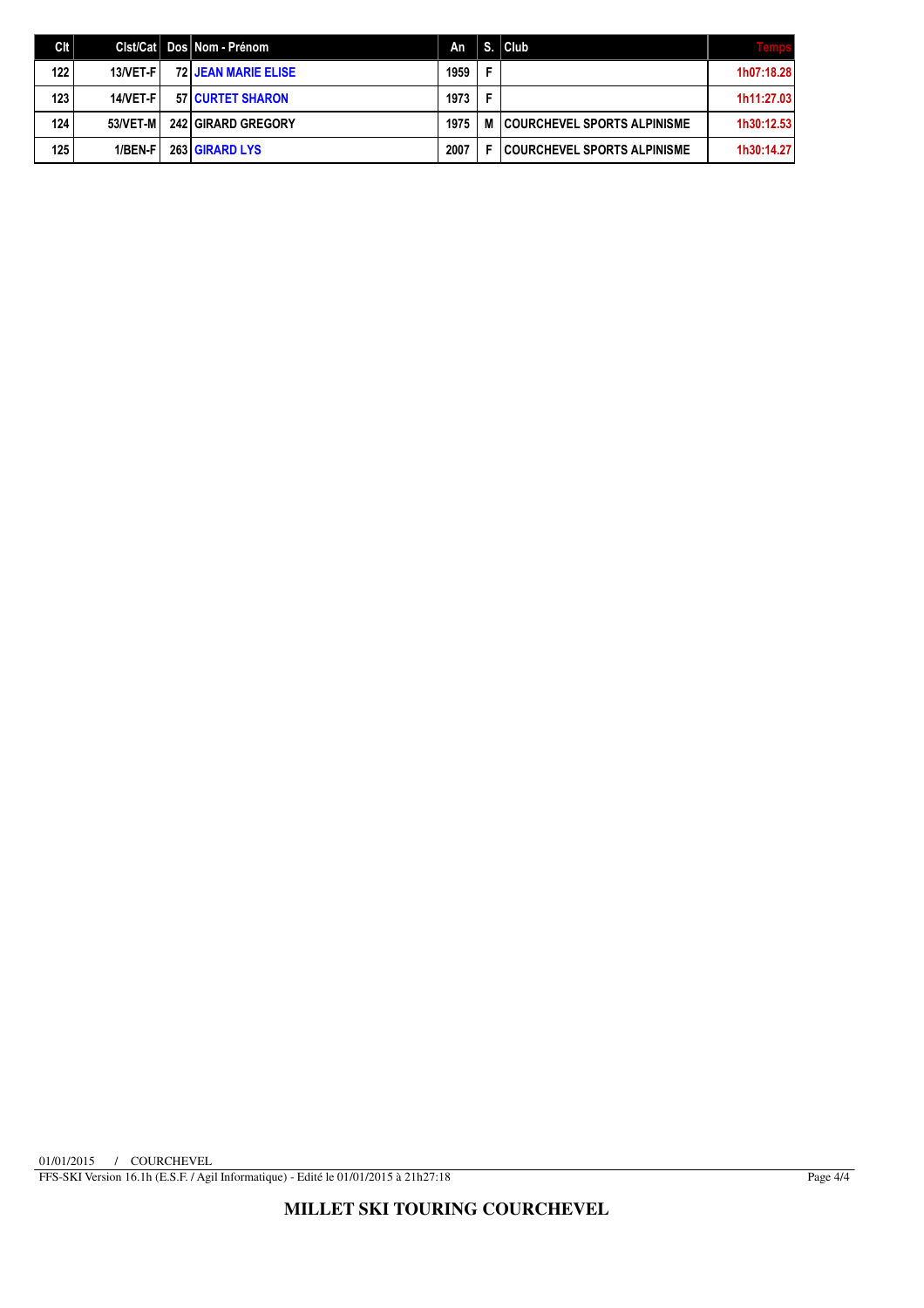| Clt | Clst/Cat | Dos | Nom - Prénom | An | S. | Club | Temps |
|---|---|---|---|---|---|---|---|
| 122 | 13/VET-F | 72 | JEAN MARIE ELISE | 1959 | F | | 1h07:18.28 |
| 123 | 14/VET-F | 57 | CURTET SHARON | 1973 | F | | 1h11:27.03 |
| 124 | 53/VET-M | 242 | GIRARD GREGORY | 1975 | M | COURCHEVEL SPORTS ALPINISME | 1h30:12.53 |
| 125 | 1/BEN-F | 263 | GIRARD LYS | 2007 | F | COURCHEVEL SPORTS ALPINISME | 1h30:14.27 |

01/01/2015 / COURCHEVEL

FFS-SKI Version 16.1h (E.S.F. / Agil Informatique) - Edité le 01/01/2015 à 21h27:18

**MILLET SKI TOURING COURCHEVEL**